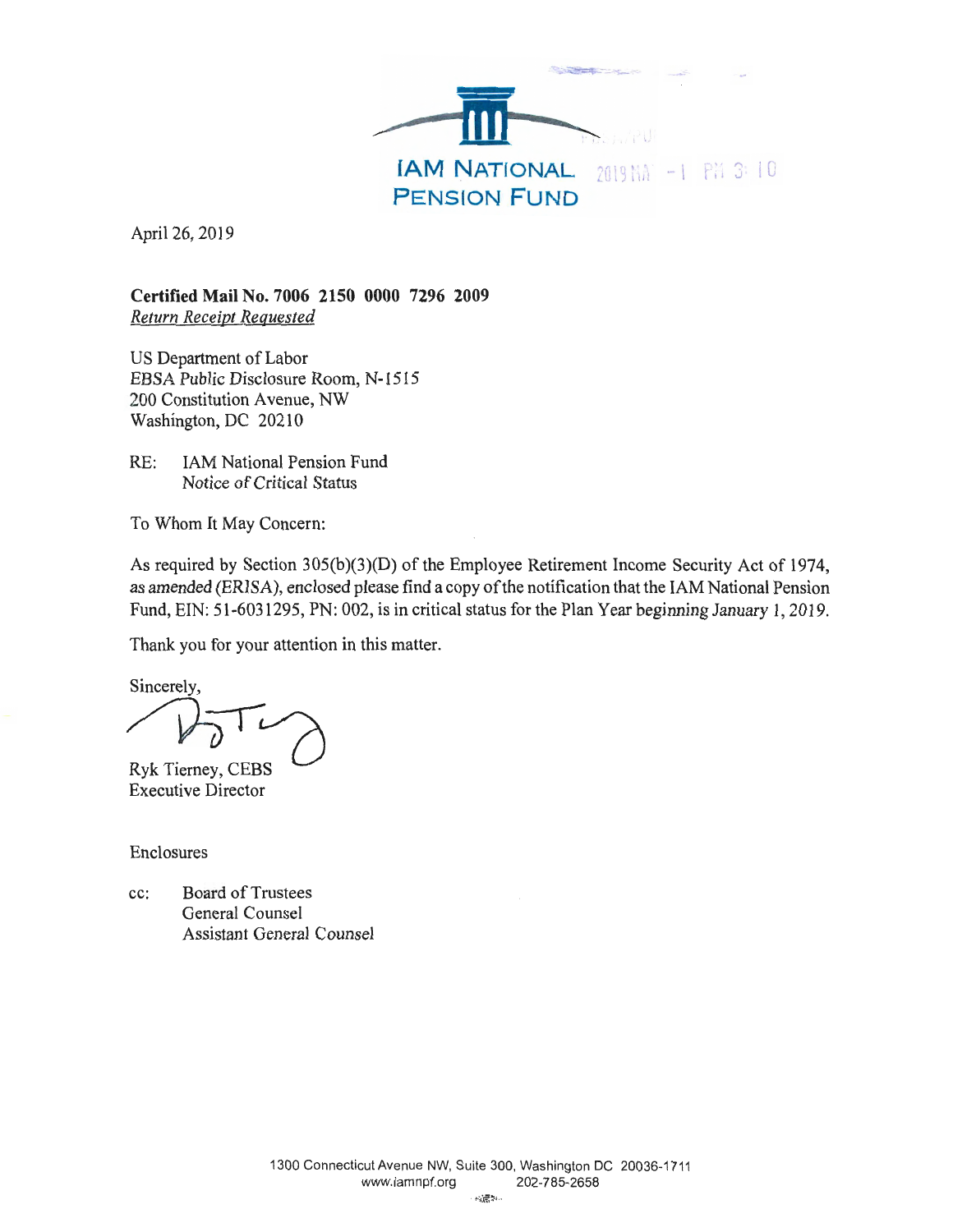**IAM NATIONAL PENSION FUND**

April 26, 2019

**Certified Mail No. 7006 2150 0000 7296 2009**
*Return Receipt Requested*

US Department of Labor
EBSA Public Disclosure Room, N-1515
200 Constitution Avenue, NW
Washington, DC 20210

RE: IAM National Pension Fund
Notice of Critical Status

To Whom It May Concern:

As required by Section 305(b)(3)(D) of the Employee Retirement Income Security Act of 1974, as amended (ERISA), enclosed please find a copy of the notification that the IAM National Pension Fund, EIN: 51-6031295, PN: 002, is in critical status for the Plan Year beginning January 1, 2019.

Thank you for your attention in this matter.

Sincerely,

Ryk Tierney, CEBS
Executive Director

Enclosures

cc: Board of Trustees
General Counsel
Assistant General Counsel

1300 Connecticut Avenue NW, Suite 300, Washington DC 20036-1711
www.iamnpf.org 202-785-2658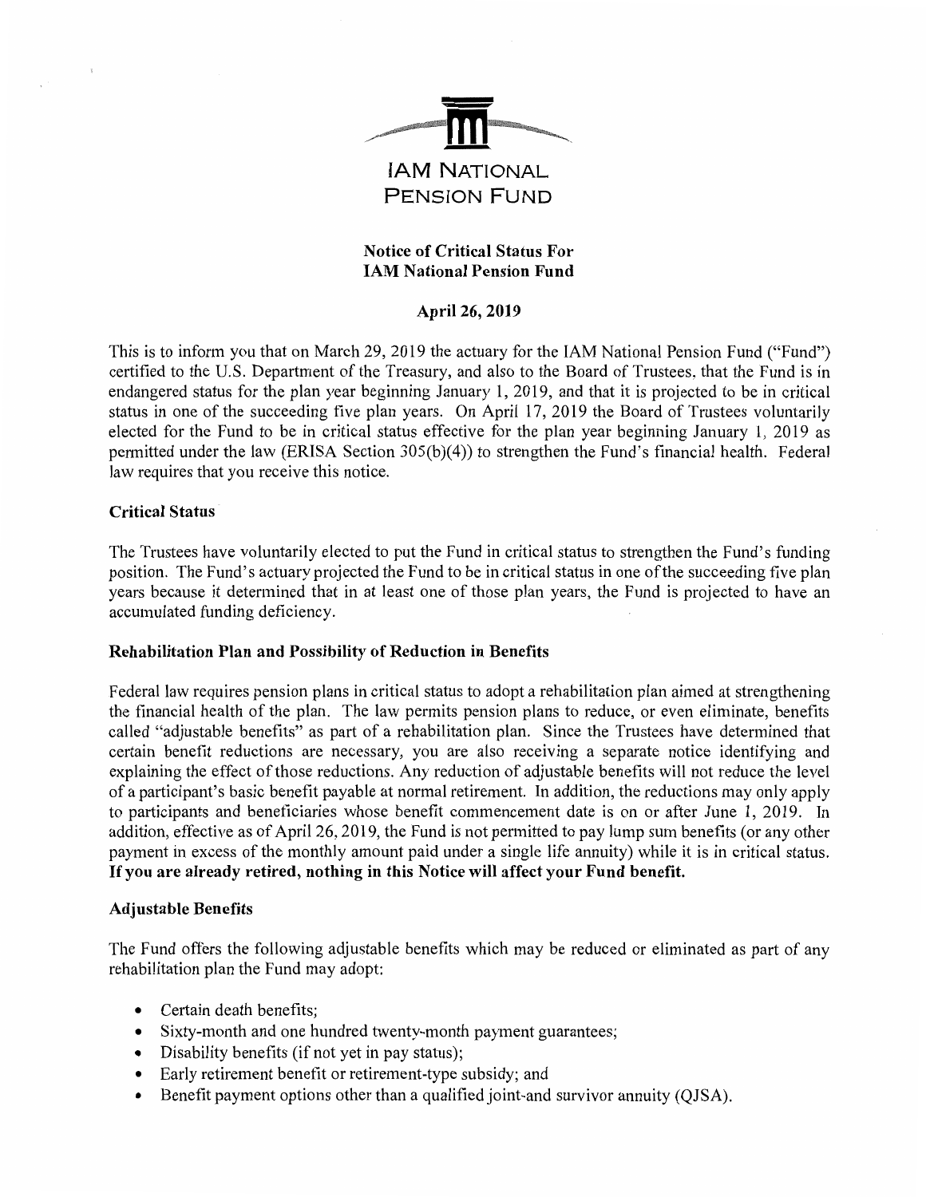# IAM NATIONAL PENSION FUND

**Notice of Critical Status For IAM National Pension Fund**

**April 26, 2019**

This is to inform you that on March 29, 2019 the actuary for the IAM National Pension Fund ("Fund") certified to the U.S. Department of the Treasury, and also to the Board of Trustees, that the Fund is in endangered status for the plan year beginning January 1, 2019, and that it is projected to be in critical status in one of the succeeding five plan years. On April 17, 2019 the Board of Trustees voluntarily elected for the Fund to be in critical status effective for the plan year beginning January 1, 2019 as permitted under the law (ERISA Section 305(b)(4)) to strengthen the Fund's financial health. Federal law requires that you receive this notice.

## Critical Status

The Trustees have voluntarily elected to put the Fund in critical status to strengthen the Fund's funding position. The Fund's actuary projected the Fund to be in critical status in one of the succeeding five plan years because it determined that in at least one of those plan years, the Fund is projected to have an accumulated funding deficiency.

## Rehabilitation Plan and Possibility of Reduction in Benefits

Federal law requires pension plans in critical status to adopt a rehabilitation plan aimed at strengthening the financial health of the plan. The law permits pension plans to reduce, or even eliminate, benefits called "adjustable benefits" as part of a rehabilitation plan. Since the Trustees have determined that certain benefit reductions are necessary, you are also receiving a separate notice identifying and explaining the effect of those reductions. Any reduction of adjustable benefits will not reduce the level of a participant's basic benefit payable at normal retirement. In addition, the reductions may only apply to participants and beneficiaries whose benefit commencement date is on or after June 1, 2019. In addition, effective as of April 26, 2019, the Fund is not permitted to pay lump sum benefits (or any other payment in excess of the monthly amount paid under a single life annuity) while it is in critical status. **If you are already retired, nothing in this Notice will affect your Fund benefit.**

## Adjustable Benefits

The Fund offers the following adjustable benefits which may be reduced or eliminated as part of any rehabilitation plan the Fund may adopt:

- Certain death benefits;
- Sixty-month and one hundred twenty-month payment guarantees;
- Disability benefits (if not yet in pay status);
- Early retirement benefit or retirement-type subsidy; and
- Benefit payment options other than a qualified joint-and survivor annuity (QJSA).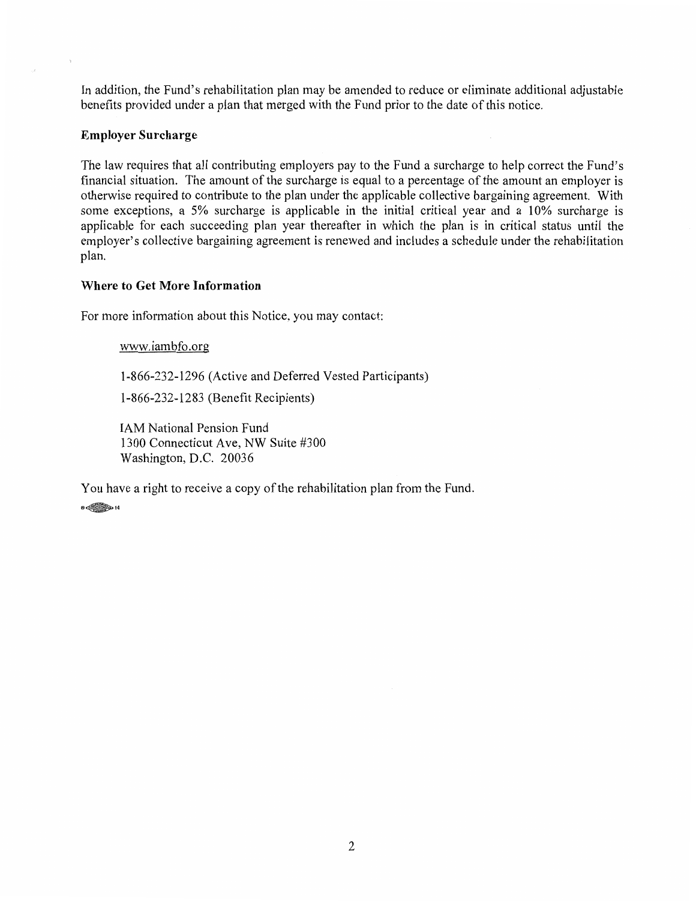In addition, the Fund's rehabilitation plan may be amended to reduce or eliminate additional adjustable benefits provided under a plan that merged with the Fund prior to the date of this notice.

### Employer Surcharge

The law requires that all contributing employers pay to the Fund a surcharge to help correct the Fund's financial situation. The amount of the surcharge is equal to a percentage of the amount an employer is otherwise required to contribute to the plan under the applicable collective bargaining agreement. With some exceptions, a 5% surcharge is applicable in the initial critical year and a 10% surcharge is applicable for each succeeding plan year thereafter in which the plan is in critical status until the employer's collective bargaining agreement is renewed and includes a schedule under the rehabilitation plan.

### Where to Get More Information

For more information about this Notice, you may contact:

www.iambfo.org

1-866-232-1296 (Active and Deferred Vested Participants)

1-866-232-1283 (Benefit Recipients)

IAM National Pension Fund
1300 Connecticut Ave, NW Suite #300
Washington, D.C. 20036

You have a right to receive a copy of the rehabilitation plan from the Fund.